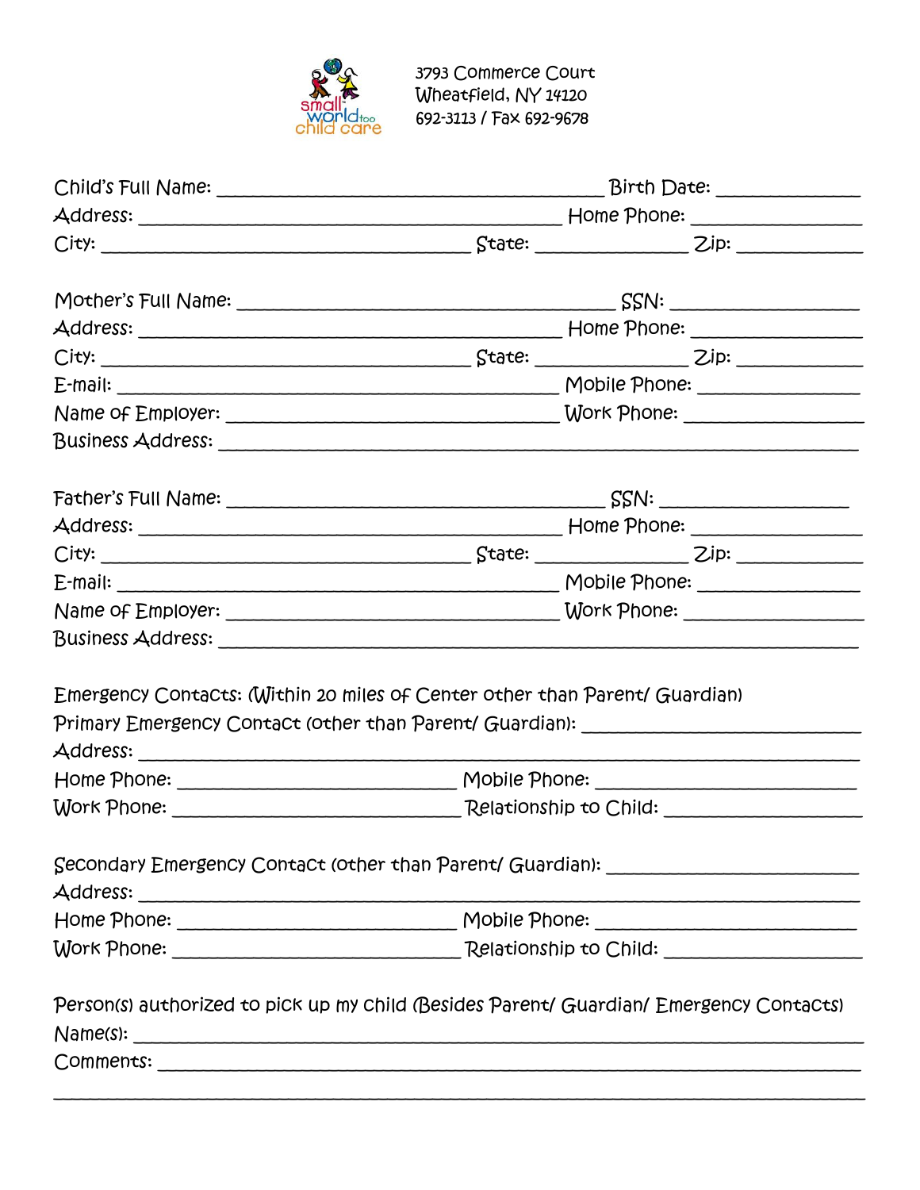small world too child care

3793 Commerce Court
Wheatfield, NY 14120
692-3113 / Fax 692-9678

Child's Full Name: ________________________________________ Birth Date: ______________
Address: ____________________________________________ Home Phone: _________________
City: ______________________________________ State: ________________ Zip: _____________

Mother's Full Name: ______________________________________ SSN: __________________
Address: ____________________________________________ Home Phone: _________________
City: ______________________________________ State: ________________ Zip: _____________
E-mail: _____________________________________________ Mobile Phone: _________________
Name of Employer: __________________________________ Work Phone: __________________
Business Address: ___________________________________________________________________

Father's Full Name: ______________________________________ SSN: __________________
Address: ____________________________________________ Home Phone: _________________
City: ______________________________________ State: ________________ Zip: _____________
E-mail: _____________________________________________ Mobile Phone: _________________
Name of Employer: __________________________________ Work Phone: __________________
Business Address: ___________________________________________________________________

Emergency Contacts: (Within 20 miles of Center other than Parent/ Guardian)
Primary Emergency Contact (other than Parent/ Guardian): ___________________________
Address: ___________________________________________________________________________
Home Phone: _____________________________ Mobile Phone: ___________________________
Work Phone: _____________________________ Relationship to Child: ____________________

Secondary Emergency Contact (other than Parent/ Guardian): __________________________
Address: ___________________________________________________________________________
Home Phone: _____________________________ Mobile Phone: ___________________________
Work Phone: _____________________________ Relationship to Child: ____________________

Person(s) authorized to pick up my child (Besides Parent/ Guardian/ Emergency Contacts)
Name(s): ___________________________________________________________________________
Comments: __________________________________________________________________________
____________________________________________________________________________________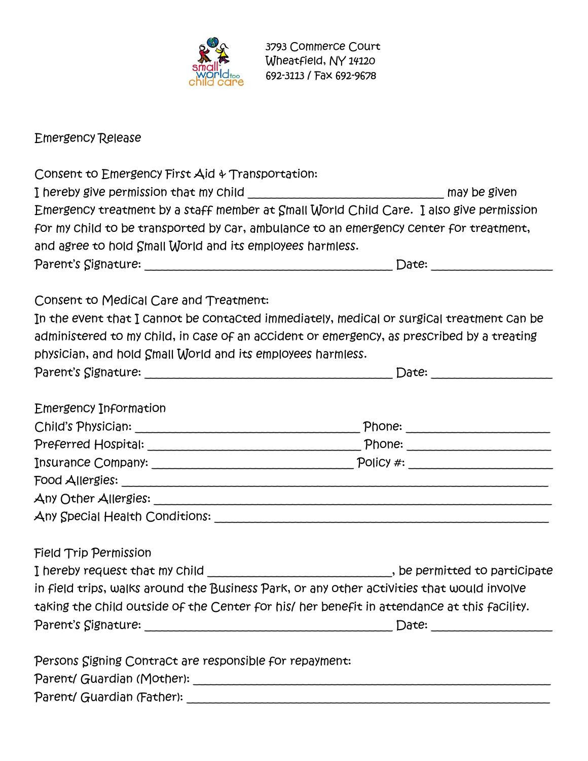small world too child care

3793 Commerce Court
Wheatfield, NY 14120
692-3113 / Fax 692-9678

## Emergency Release

### Consent to Emergency First Aid & Transportation:

I hereby give permission that my child ______________________________ may be given Emergency treatment by a staff member at Small World Child Care. I also give permission for my child to be transported by car, ambulance to an emergency center for treatment, and agree to hold Small World and its employees harmless.

Parent's Signature: ______________________________ Date: ______________

### Consent to Medical Care and Treatment:

In the event that I cannot be contacted immediately, medical or surgical treatment can be administered to my child, in case of an accident or emergency, as prescribed by a treating physician, and hold Small World and its employees harmless.

Parent's Signature: ______________________________ Date: ______________

### Emergency Information

Child's Physician: ______________________________ Phone: ______________

Preferred Hospital: ______________________________ Phone: ______________

Insurance Company: ______________________________ Policy #: ______________

Food Allergies: ______________________________________________________

Any Other Allergies: ___________________________________________________

Any Special Health Conditions: __________________________________________

### Field Trip Permission

I hereby request that my child ___________________________, be permitted to participate in field trips, walks around the Business Park, or any other activities that would involve taking the child outside of the Center for his/ her benefit in attendance at this facility.

Parent's Signature: ______________________________ Date: ______________

Persons Signing Contract are responsible for repayment:

Parent/ Guardian (Mother): _____________________________________________

Parent/ Guardian (Father): ______________________________________________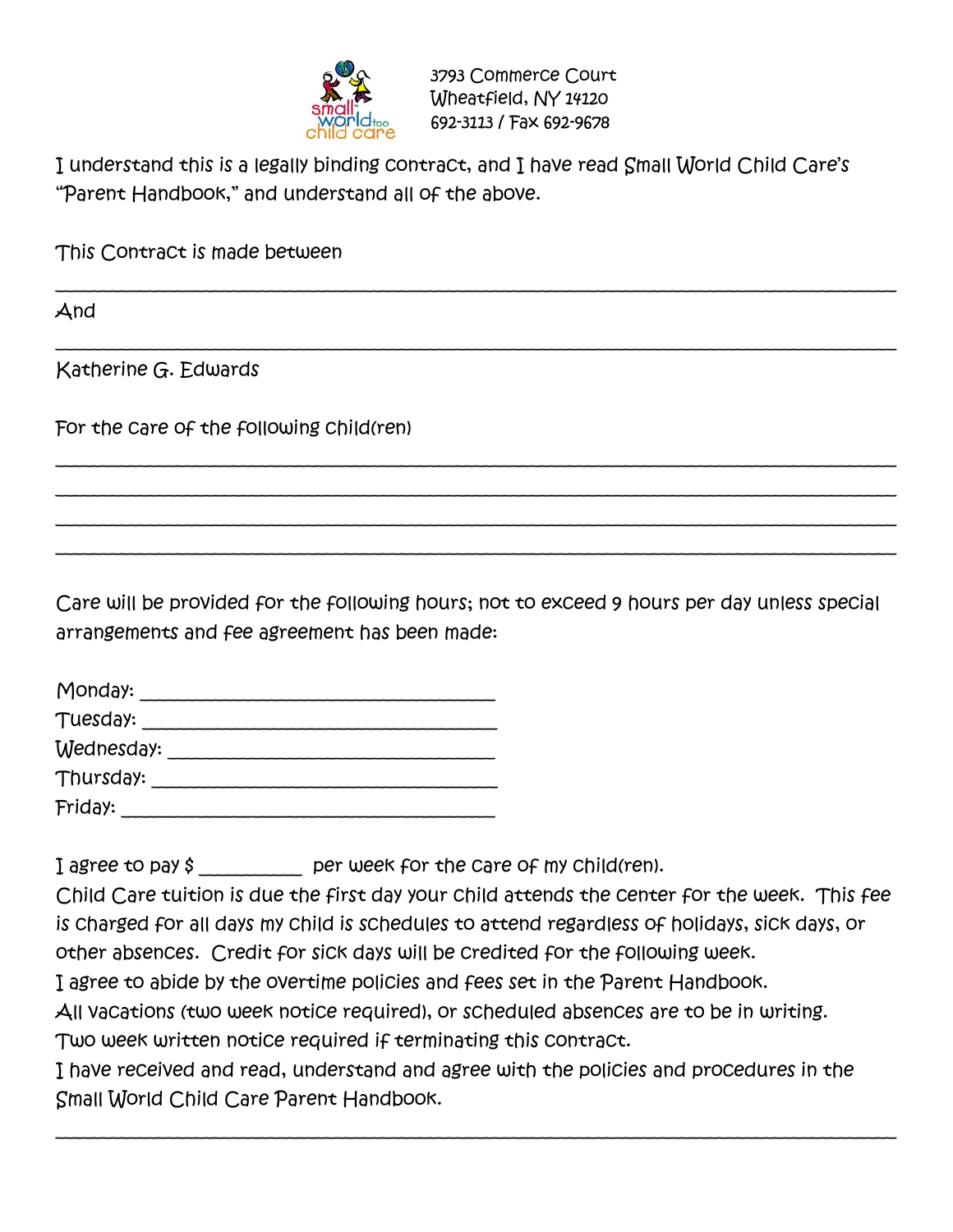3793 Commerce Court
Wheatfield, NY 14120
692-3113 / Fax 692-9678

I understand this is a legally binding contract, and I have read Small World Child Care's "Parent Handbook," and understand all of the above.

This Contract is made between

______________________________________________________________________________

And

______________________________________________________________________________

Katherine G. Edwards

For the care of the following child(ren)

______________________________________________________________________________
______________________________________________________________________________
______________________________________________________________________________
______________________________________________________________________________

Care will be provided for the following hours; not to exceed 9 hours per day unless special arrangements and fee agreement has been made:

Monday: ________________________________
Tuesday: ________________________________
Wednesday: ______________________________
Thursday: _______________________________
Friday: _________________________________

I agree to pay $ __________ per week for the care of my child(ren).
Child Care tuition is due the first day your child attends the center for the week. This fee is charged for all days my child is schedules to attend regardless of holidays, sick days, or other absences. Credit for sick days will be credited for the following week.
I agree to abide by the overtime policies and fees set in the Parent Handbook.
All vacations (two week notice required), or scheduled absences are to be in writing.
Two week written notice required if terminating this contract.
I have received and read, understand and agree with the policies and procedures in the Small World Child Care Parent Handbook.

______________________________________________________________________________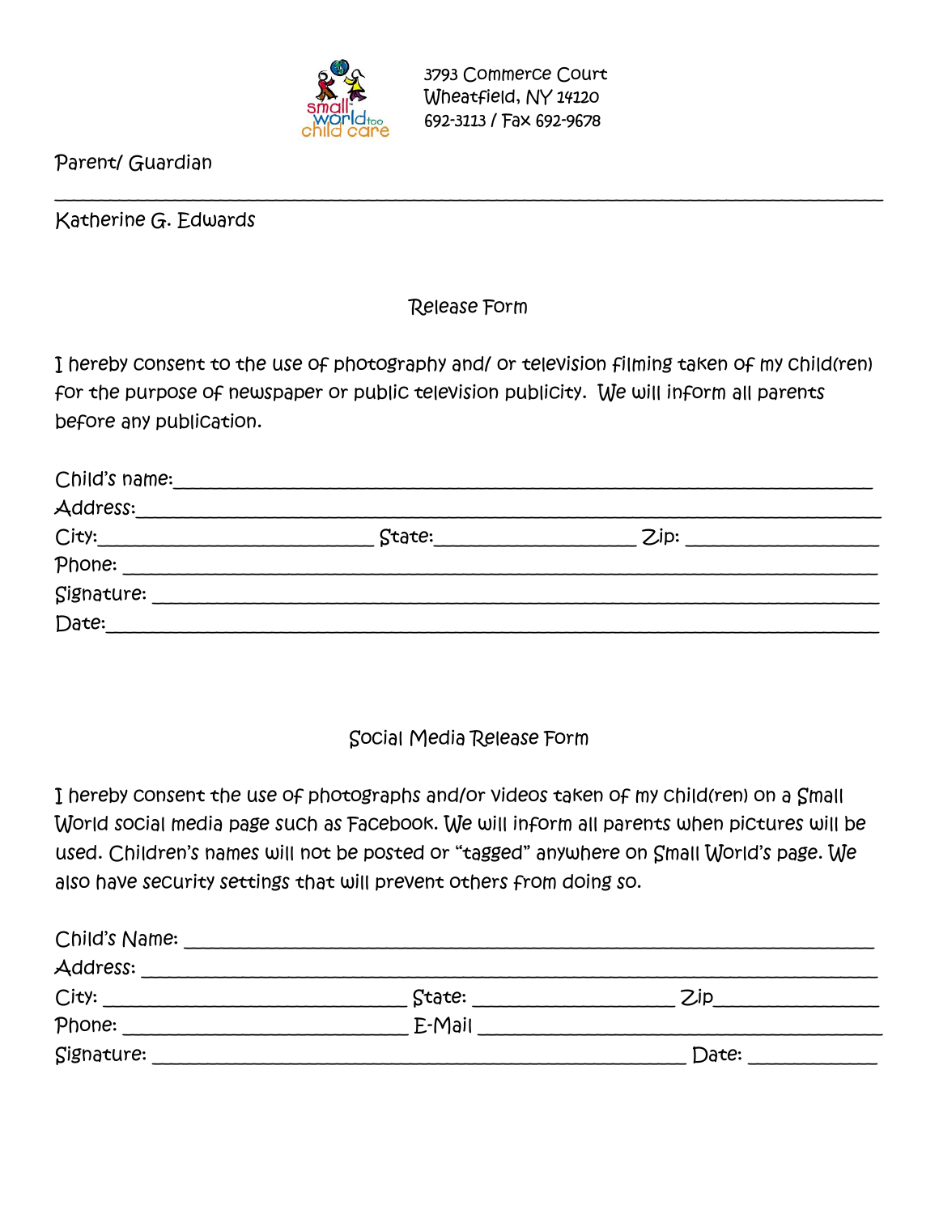3793 Commerce Court
Wheatfield, NY 14120
692-3113 / Fax 692-9678

Parent/ Guardian

---

Katherine G. Edwards

## Release Form

I hereby consent to the use of photography and/ or television filming taken of my child(ren) for the purpose of newspaper or public television publicity. We will inform all parents before any publication.

Child's name:______________________________________________

Address:______________________________________________

City:____________________ State:________________ Zip: ________________

Phone: ______________________________________________

Signature: ______________________________________________

Date:______________________________________________

## Social Media Release Form

I hereby consent the use of photographs and/or videos taken of my child(ren) on a Small World social media page such as Facebook. We will inform all parents when pictures will be used. Children's names will not be posted or "tagged" anywhere on Small World's page. We also have security settings that will prevent others from doing so.

Child's Name: ______________________________________________

Address: ______________________________________________

City: ____________________ State: ________________ Zip________________

Phone: ____________________ E-Mail ______________________________

Signature: ______________________________ Date: ____________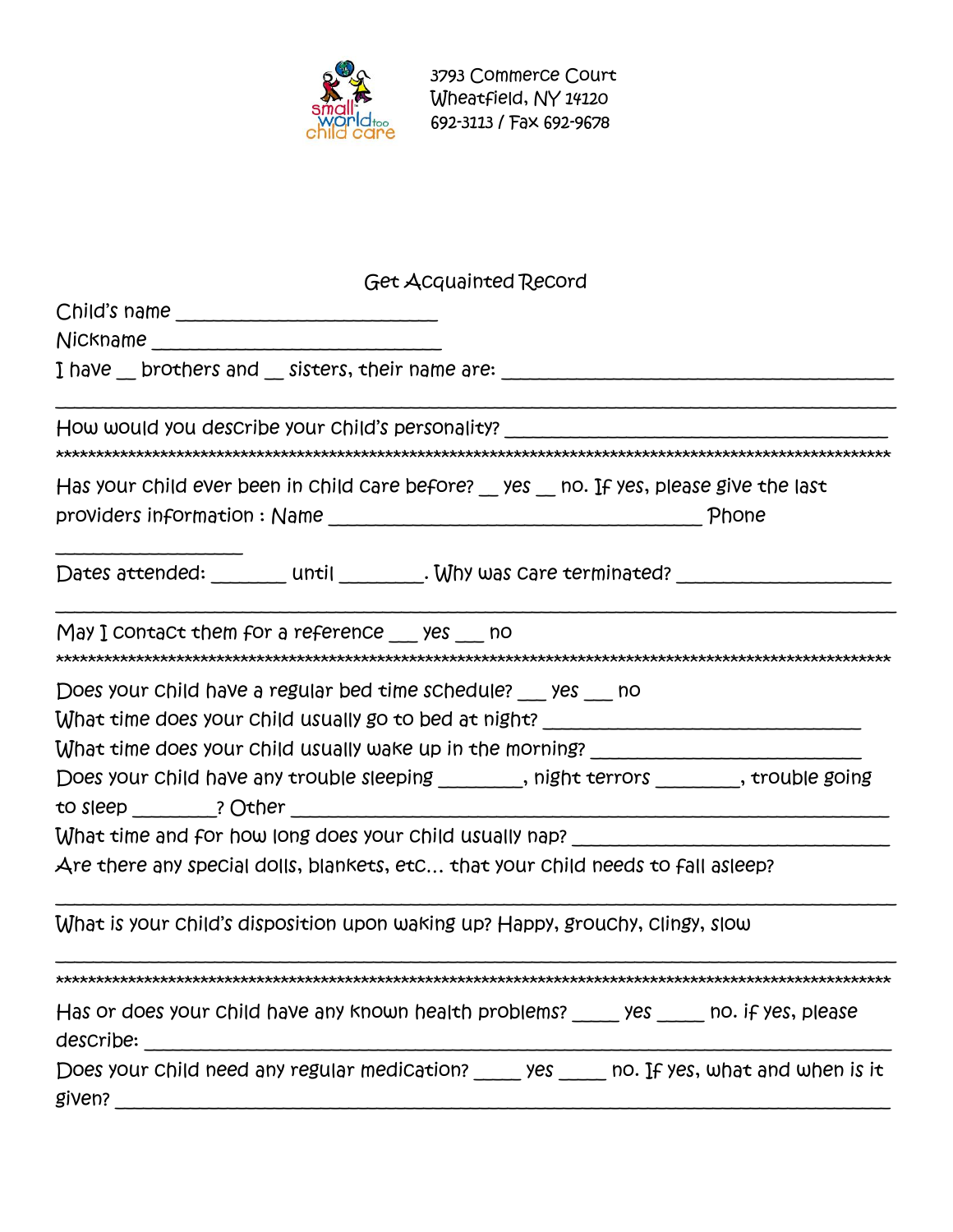small world too child care

3793 Commerce Court
Wheatfield, NY 14120
692-3113 / Fax 692-9678

## Get Acquainted Record

Child's name ___________________________

Nickname ______________________________

I have __ brothers and __ sisters, their name are: ________________________________________

________________________________________________________________________________________

How would you describe your child's personality? _______________________________________

*****************************************************************************************************

Has your child ever been in child care before? __ yes __ no. If yes, please give the last providers information : Name _______________________________________ Phone

__________________

Dates attended: _______ until ________. Why was care terminated? ____________________

________________________________________________________________________________________

May I contact them for a reference ___ yes ___ no

*****************************************************************************************************

Does your child have a regular bed time schedule? ___ yes ___ no

What time does your child usually go to bed at night? ________________________________

What time does your child usually wake up in the morning? ___________________________

Does your child have any trouble sleeping ________, night terrors ________, trouble going to sleep ________? Other ____________________________________________________________

What time and for how long does your child usually nap? ______________________________

Are there any special dolls, blankets, etc... that your child needs to fall asleep?

________________________________________________________________________________________

What is your child's disposition upon waking up? Happy, grouchy, clingy, slow

________________________________________________________________________________________

*****************************************************************************************************

Has or does your child have any known health problems? _____ yes _____ no. if yes, please describe: ____________________________________________________________________________

Does your child need any regular medication? _____ yes _____ no. If yes, what and when is it given? _________________________________________________________________________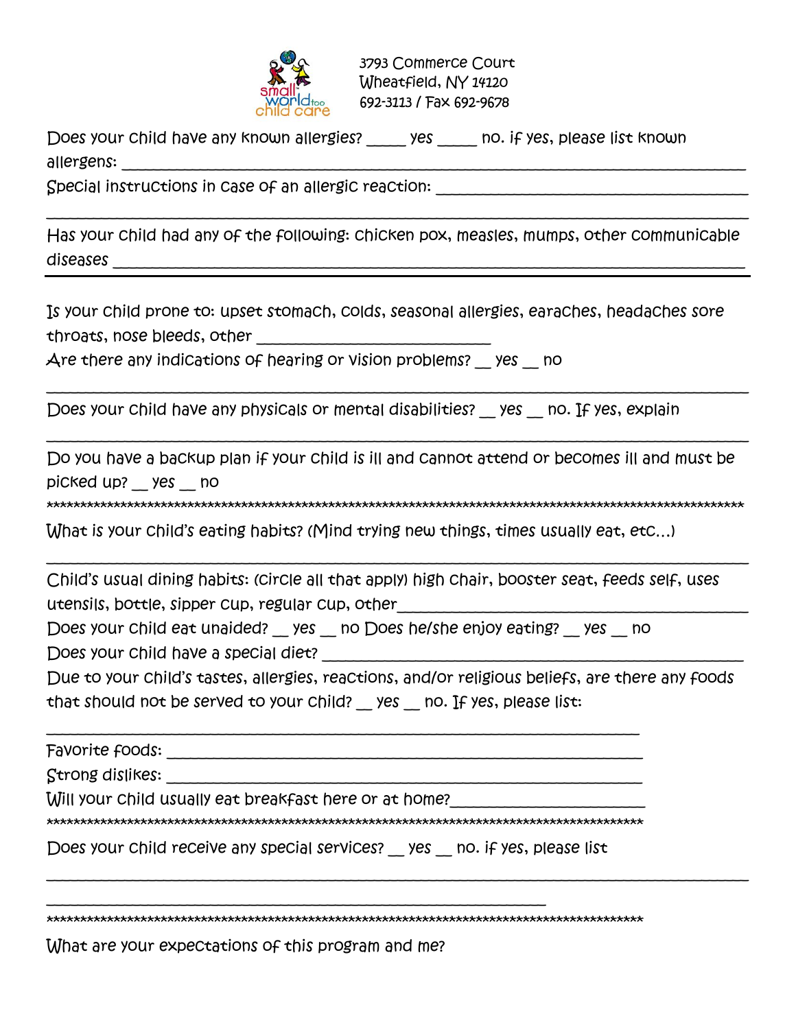small world too child care

3793 Commerce Court
Wheatfield, NY 14120
692-3113 / Fax 692-9678

Does your child have any known allergies? _____ yes _____ no. if yes, please list known allergens: ________________________________________________________________________

Special instructions in case of an allergic reaction: ______________________________________

________________________________________________________________________________

Has your child had any of the following: chicken pox, measles, mumps, other communicable diseases ______________________________________________________________________

---

Is your child prone to: upset stomach, colds, seasonal allergies, earaches, headaches sore throats, nose bleeds, other ___________________________

Are there any indications of hearing or vision problems? __ yes __ no

________________________________________________________________________________

Does your child have any physicals or mental disabilities? __ yes __ no. If yes, explain

________________________________________________________________________________

Do you have a backup plan if your child is ill and cannot attend or becomes ill and must be picked up? __ yes __ no

******************************************************************************************************************

What is your child's eating habits? (Mind trying new things, times usually eat, etc…)

________________________________________________________________________________

Child's usual dining habits: (circle all that apply) high chair, booster seat, feeds self, uses utensils, bottle, sipper cup, regular cup, other_________________________________________

Does your child eat unaided? __ yes __ no Does he/she enjoy eating? __ yes __ no

Does your child have a special diet? ___________________________________________________

Due to your child's tastes, allergies, reactions, and/or religious beliefs, are there any foods that should not be served to your child? __ yes __ no. If yes, please list:

__________________________________________________________________________

Favorite foods: ______________________________________________________________

Strong dislikes: ______________________________________________________________

Will your child usually eat breakfast here or at home?_______________________

**************************************************************************************************

Does your child receive any special services? __ yes __ no. if yes, please list

________________________________________________________________________________

_____________________________________________________________

**************************************************************************************************

What are your expectations of this program and me?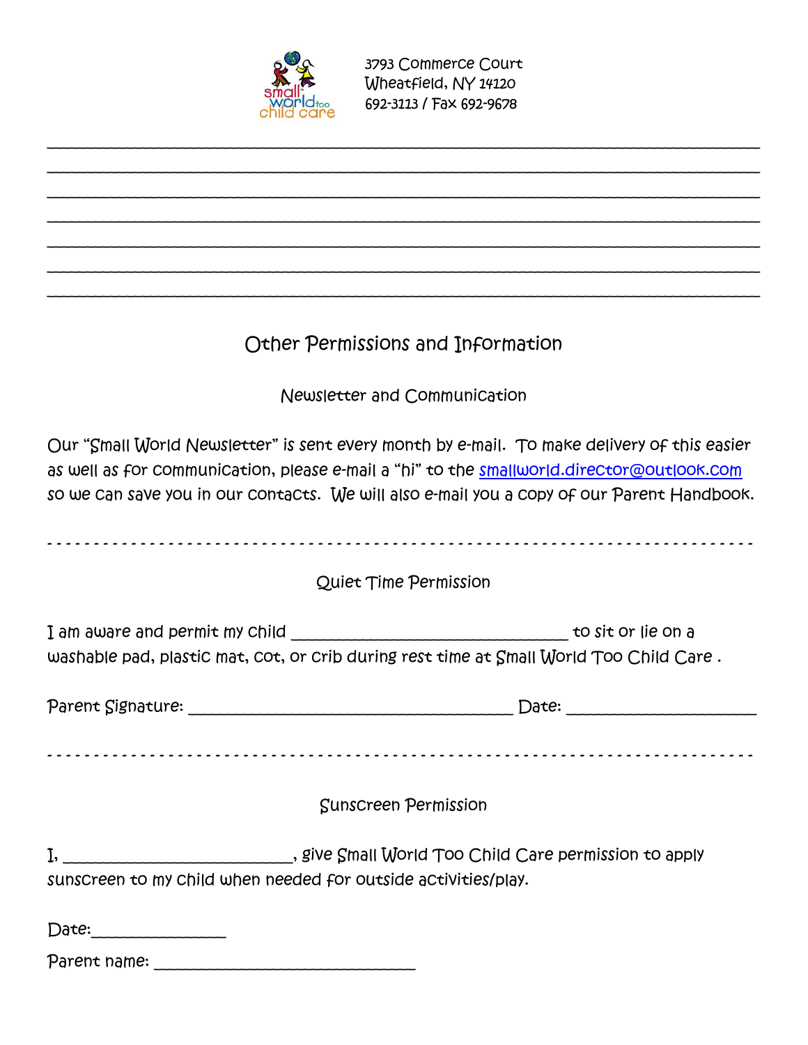3793 Commerce Court
Wheatfield, NY 14120
692-3113 / Fax 692-9678

______________________________________________________________________________
______________________________________________________________________________
______________________________________________________________________________
______________________________________________________________________________
______________________________________________________________________________
______________________________________________________________________________
______________________________________________________________________________

# Other Permissions and Information

## Newsletter and Communication

Our "Small World Newsletter" is sent every month by e-mail. To make delivery of this easier as well as for communication, please e-mail a "hi" to the smallworld.director@outlook.com so we can save you in our contacts. We will also e-mail you a copy of our Parent Handbook.

- - - - - - - - - - - - - - - - - - - - - - - - - - - - - - - - - - - - - - - - - - - - - - - - - - - - - - - - - - - - - - - - - -

## Quiet Time Permission

I am aware and permit my child ________________________________ to sit or lie on a washable pad, plastic mat, cot, or crib during rest time at Small World Too Child Care .

Parent Signature: _____________________________________ Date: ______________________

- - - - - - - - - - - - - - - - - - - - - - - - - - - - - - - - - - - - - - - - - - - - - - - - - - - - - - - - - - - - - - - - - -

## Sunscreen Permission

I, ___________________________, give Small World Too Child Care permission to apply sunscreen to my child when needed for outside activities/play.

Date:_______________

Parent name: ______________________________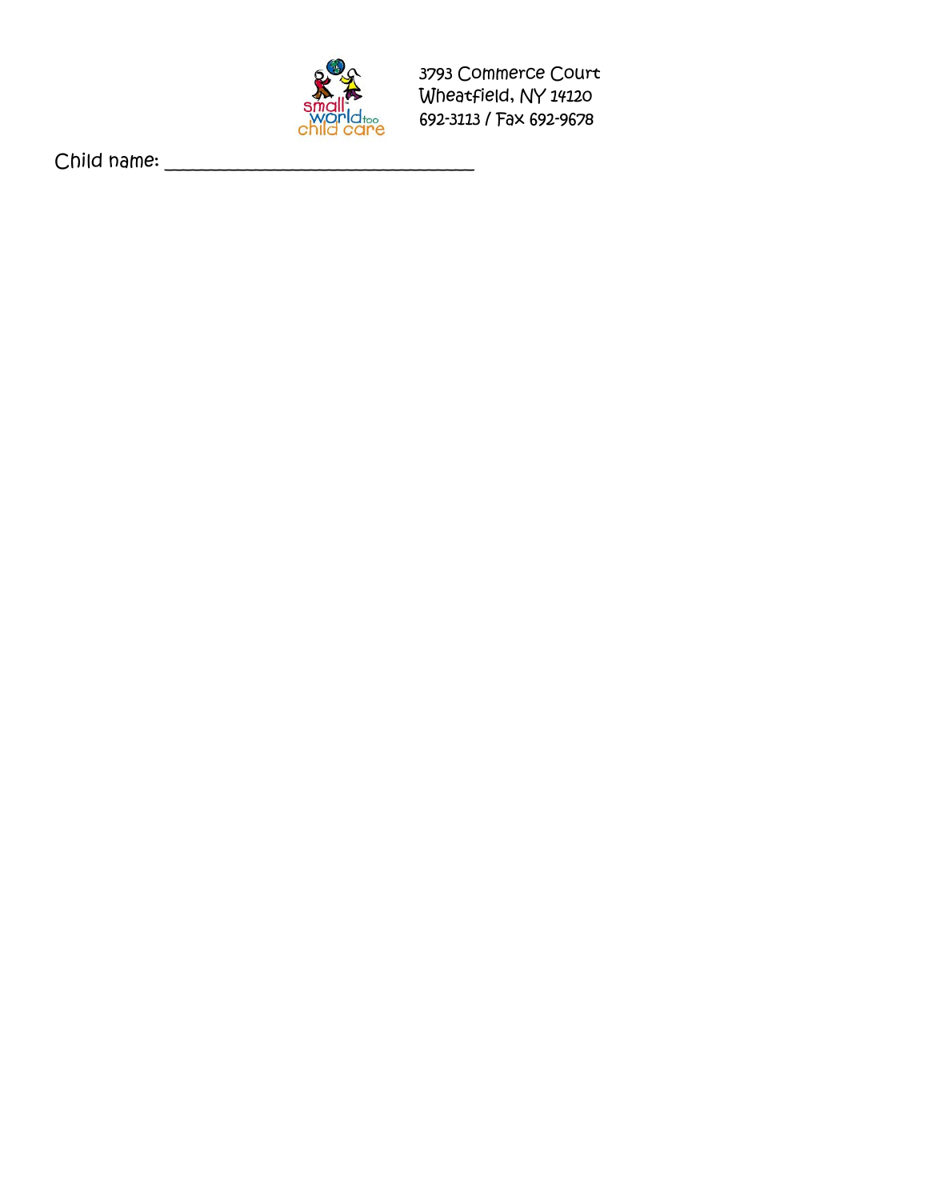small world too child care

3793 Commerce Court
Wheatfield, NY 14120
692-3113 / Fax 692-9678

Child name: ___________________________________